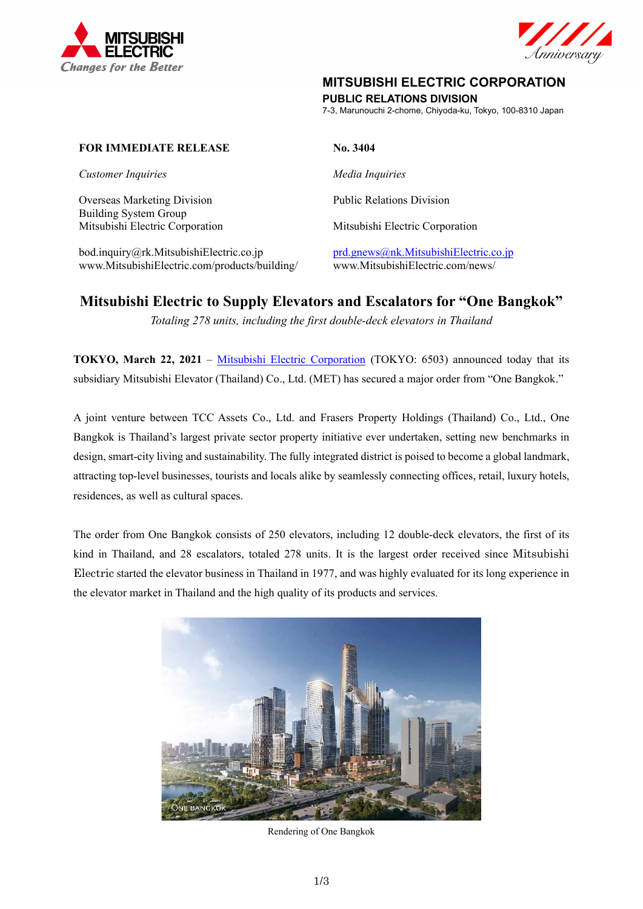**MITSUBISHI ELECTRIC CORPORATION**
**PUBLIC RELATIONS DIVISION**
7-3, Marunouchi 2-chome, Chiyoda-ku, Tokyo, 100-8310 Japan

**FOR IMMEDIATE RELEASE**

**No. 3404**

*Customer Inquiries*

Overseas Marketing Division
Building System Group
Mitsubishi Electric Corporation

bod.inquiry@rk.MitsubishiElectric.co.jp
www.MitsubishiElectric.com/products/building/

*Media Inquiries*

Public Relations Division

Mitsubishi Electric Corporation

prd.gnews@nk.MitsubishiElectric.co.jp
www.MitsubishiElectric.com/news/

# Mitsubishi Electric to Supply Elevators and Escalators for "One Bangkok"

*Totaling 278 units, including the first double-deck elevators in Thailand*

**TOKYO, March 22, 2021** – Mitsubishi Electric Corporation (TOKYO: 6503) announced today that its subsidiary Mitsubishi Elevator (Thailand) Co., Ltd. (MET) has secured a major order from "One Bangkok."

A joint venture between TCC Assets Co., Ltd. and Frasers Property Holdings (Thailand) Co., Ltd., One Bangkok is Thailand's largest private sector property initiative ever undertaken, setting new benchmarks in design, smart-city living and sustainability. The fully integrated district is poised to become a global landmark, attracting top-level businesses, tourists and locals alike by seamlessly connecting offices, retail, luxury hotels, residences, as well as cultural spaces.

The order from One Bangkok consists of 250 elevators, including 12 double-deck elevators, the first of its kind in Thailand, and 28 escalators, totaled 278 units. It is the largest order received since Mitsubishi Electric started the elevator business in Thailand in 1977, and was highly evaluated for its long experience in the elevator market in Thailand and the high quality of its products and services.

Rendering of One Bangkok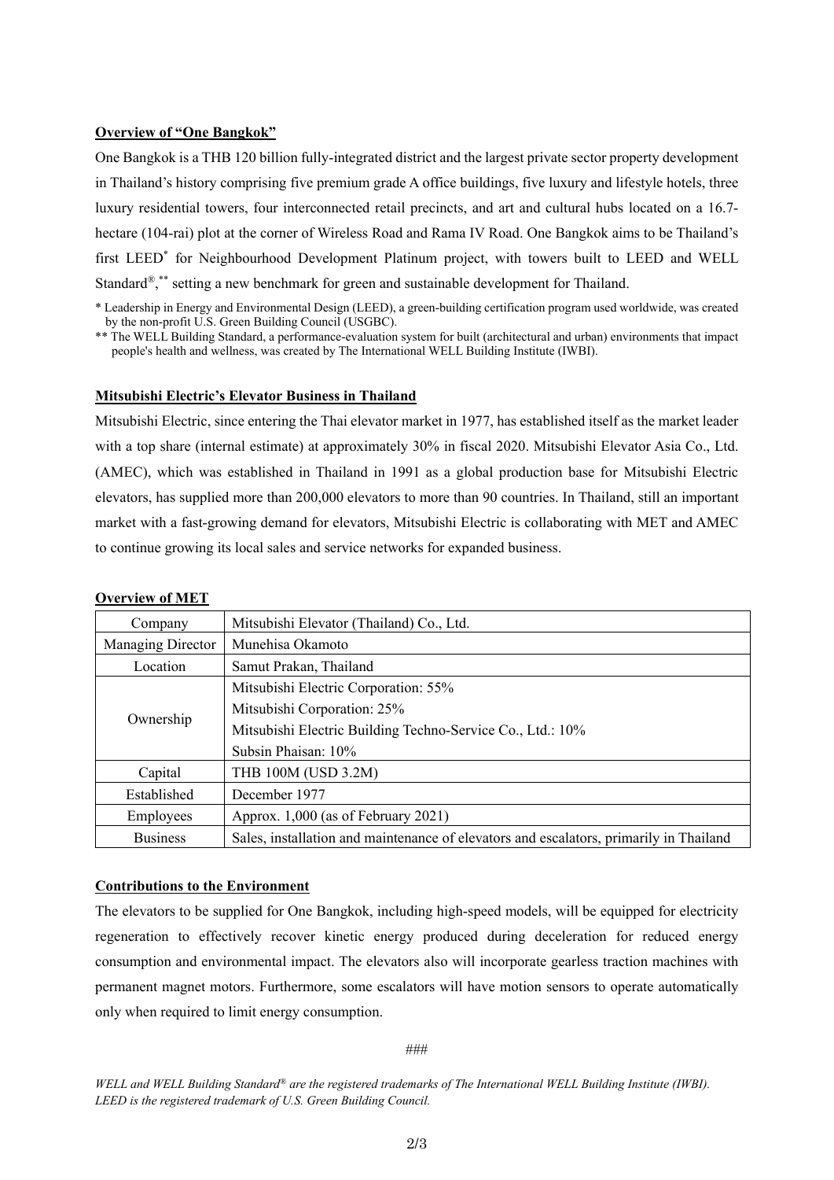**Overview of "One Bangkok"**

One Bangkok is a THB 120 billion fully-integrated district and the largest private sector property development in Thailand's history comprising five premium grade A office buildings, five luxury and lifestyle hotels, three luxury residential towers, four interconnected retail precincts, and art and cultural hubs located on a 16.7-hectare (104-rai) plot at the corner of Wireless Road and Rama IV Road. One Bangkok aims to be Thailand's first LEED* for Neighbourhood Development Platinum project, with towers built to LEED and WELL Standard®,** setting a new benchmark for green and sustainable development for Thailand.

\* Leadership in Energy and Environmental Design (LEED), a green-building certification program used worldwide, was created by the non-profit U.S. Green Building Council (USGBC).

\** The WELL Building Standard, a performance-evaluation system for built (architectural and urban) environments that impact people's health and wellness, was created by The International WELL Building Institute (IWBI).

**Mitsubishi Electric's Elevator Business in Thailand**

Mitsubishi Electric, since entering the Thai elevator market in 1977, has established itself as the market leader with a top share (internal estimate) at approximately 30% in fiscal 2020. Mitsubishi Elevator Asia Co., Ltd. (AMEC), which was established in Thailand in 1991 as a global production base for Mitsubishi Electric elevators, has supplied more than 200,000 elevators to more than 90 countries. In Thailand, still an important market with a fast-growing demand for elevators, Mitsubishi Electric is collaborating with MET and AMEC to continue growing its local sales and service networks for expanded business.

**Overview of MET**

| Company | Mitsubishi Elevator (Thailand) Co., Ltd. |
|---|---|
| Managing Director | Munehisa Okamoto |
| Location | Samut Prakan, Thailand |
| Ownership | Mitsubishi Electric Corporation: 55%<br>Mitsubishi Corporation: 25%<br>Mitsubishi Electric Building Techno-Service Co., Ltd.: 10%<br>Subsin Phaisan: 10% |
| Capital | THB 100M (USD 3.2M) |
| Established | December 1977 |
| Employees | Approx. 1,000 (as of February 2021) |
| Business | Sales, installation and maintenance of elevators and escalators, primarily in Thailand |

**Contributions to the Environment**

The elevators to be supplied for One Bangkok, including high-speed models, will be equipped for electricity regeneration to effectively recover kinetic energy produced during deceleration for reduced energy consumption and environmental impact. The elevators also will incorporate gearless traction machines with permanent magnet motors. Furthermore, some escalators will have motion sensors to operate automatically only when required to limit energy consumption.

###

*WELL and WELL Building Standard® are the registered trademarks of The International WELL Building Institute (IWBI). LEED is the registered trademark of U.S. Green Building Council.*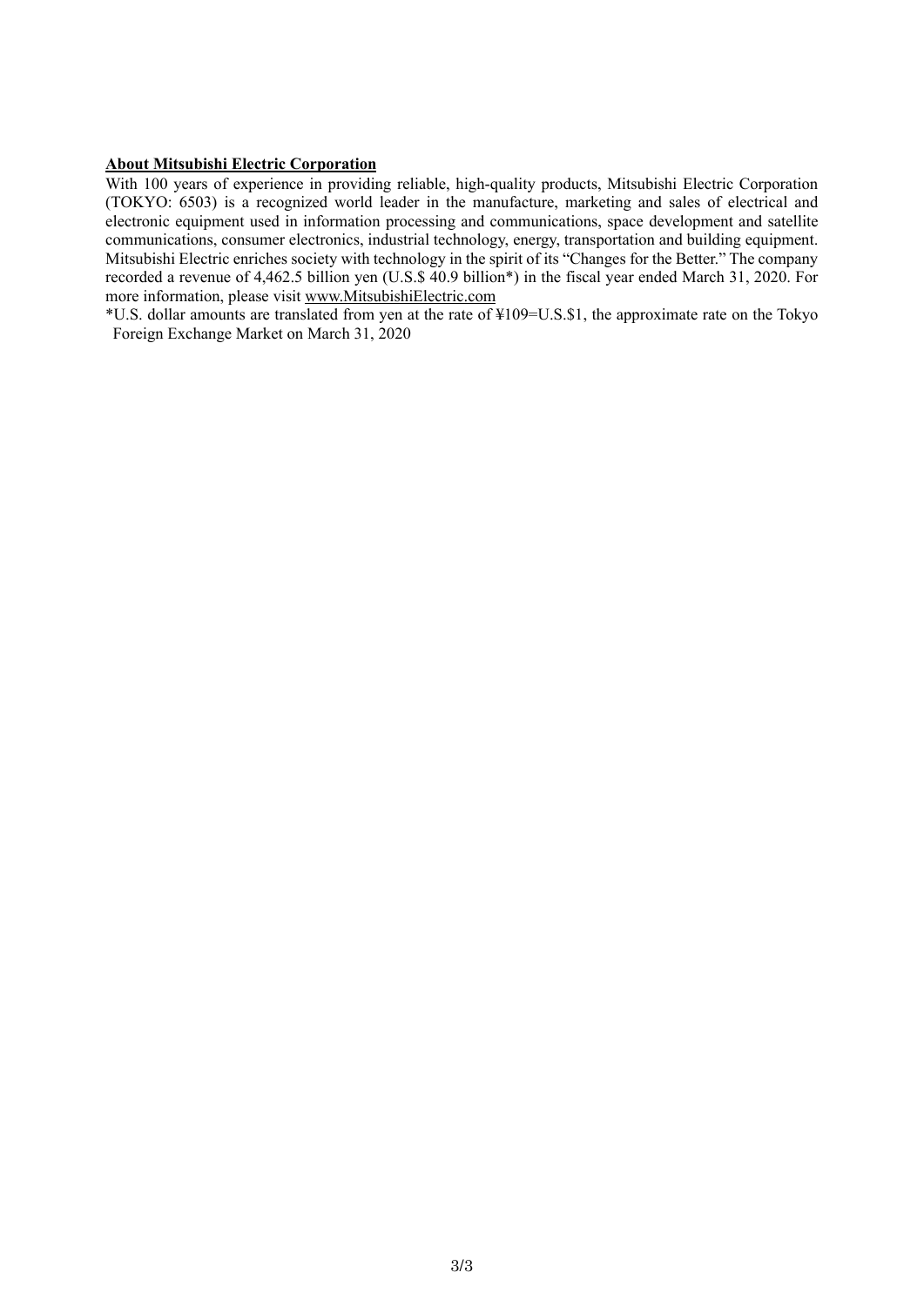**About Mitsubishi Electric Corporation**

With 100 years of experience in providing reliable, high-quality products, Mitsubishi Electric Corporation (TOKYO: 6503) is a recognized world leader in the manufacture, marketing and sales of electrical and electronic equipment used in information processing and communications, space development and satellite communications, consumer electronics, industrial technology, energy, transportation and building equipment. Mitsubishi Electric enriches society with technology in the spirit of its "Changes for the Better." The company recorded a revenue of 4,462.5 billion yen (U.S.$ 40.9 billion*) in the fiscal year ended March 31, 2020. For more information, please visit www.MitsubishiElectric.com

*U.S. dollar amounts are translated from yen at the rate of ¥109=U.S.$1, the approximate rate on the Tokyo Foreign Exchange Market on March 31, 2020